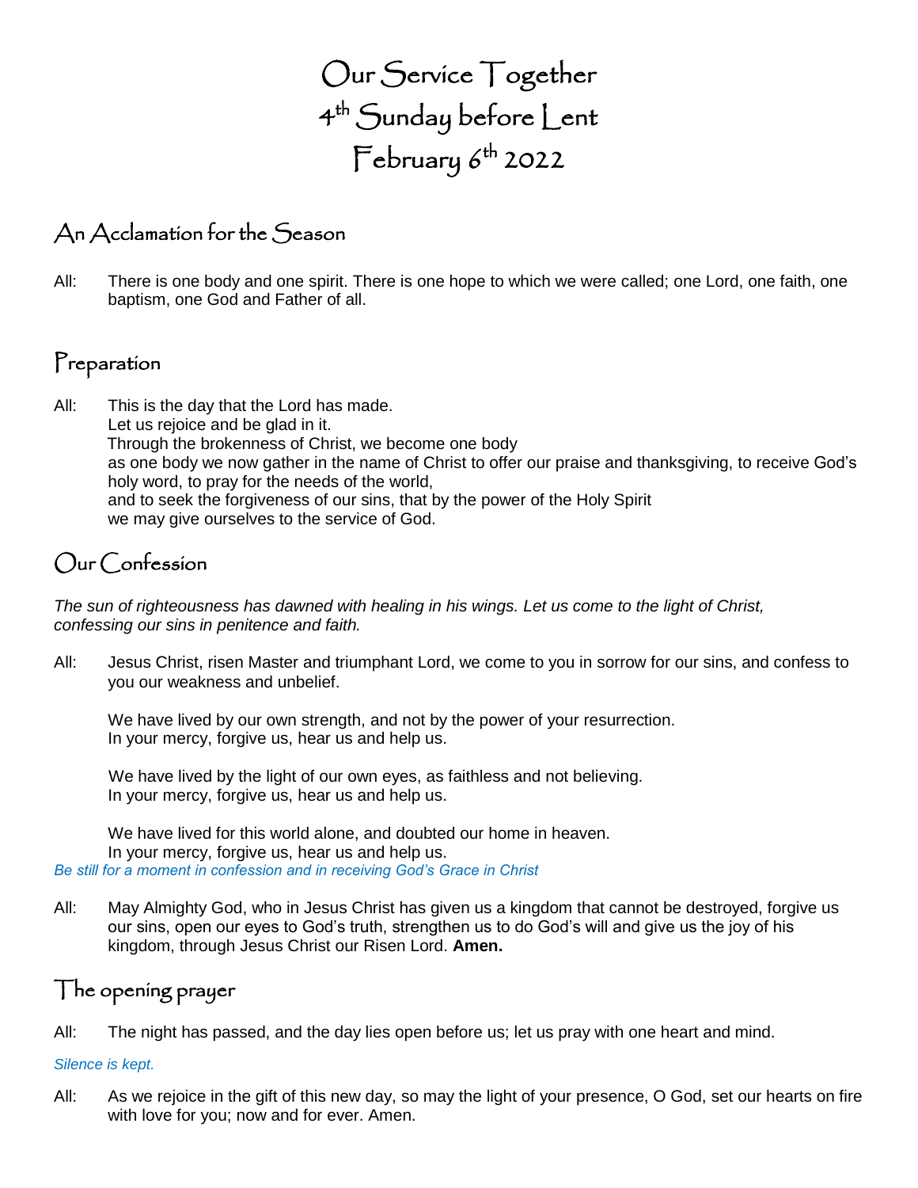# Our Service Together
# 4th Sunday before Lent
# February 6th 2022

## An Acclamation for the Season

All: There is one body and one spirit. There is one hope to which we were called; one Lord, one faith, one baptism, one God and Father of all.

## Preparation

All: This is the day that the Lord has made.
Let us rejoice and be glad in it.
Through the brokenness of Christ, we become one body
as one body we now gather in the name of Christ to offer our praise and thanksgiving, to receive God's holy word, to pray for the needs of the world,
and to seek the forgiveness of our sins, that by the power of the Holy Spirit
we may give ourselves to the service of God.

## Our Confession

*The sun of righteousness has dawned with healing in his wings. Let us come to the light of Christ, confessing our sins in penitence and faith.*

All: Jesus Christ, risen Master and triumphant Lord, we come to you in sorrow for our sins, and confess to you our weakness and unbelief.

We have lived by our own strength, and not by the power of your resurrection.
In your mercy, forgive us, hear us and help us.

We have lived by the light of our own eyes, as faithless and not believing.
In your mercy, forgive us, hear us and help us.

We have lived for this world alone, and doubted our home in heaven.
In your mercy, forgive us, hear us and help us.

*Be still for a moment in confession and in receiving God's Grace in Christ*

All: May Almighty God, who in Jesus Christ has given us a kingdom that cannot be destroyed, forgive us our sins, open our eyes to God's truth, strengthen us to do God's will and give us the joy of his kingdom, through Jesus Christ our Risen Lord. **Amen.**

## The opening prayer

All: The night has passed, and the day lies open before us; let us pray with one heart and mind.

*Silence is kept.*

All: As we rejoice in the gift of this new day, so may the light of your presence, O God, set our hearts on fire with love for you; now and for ever. Amen.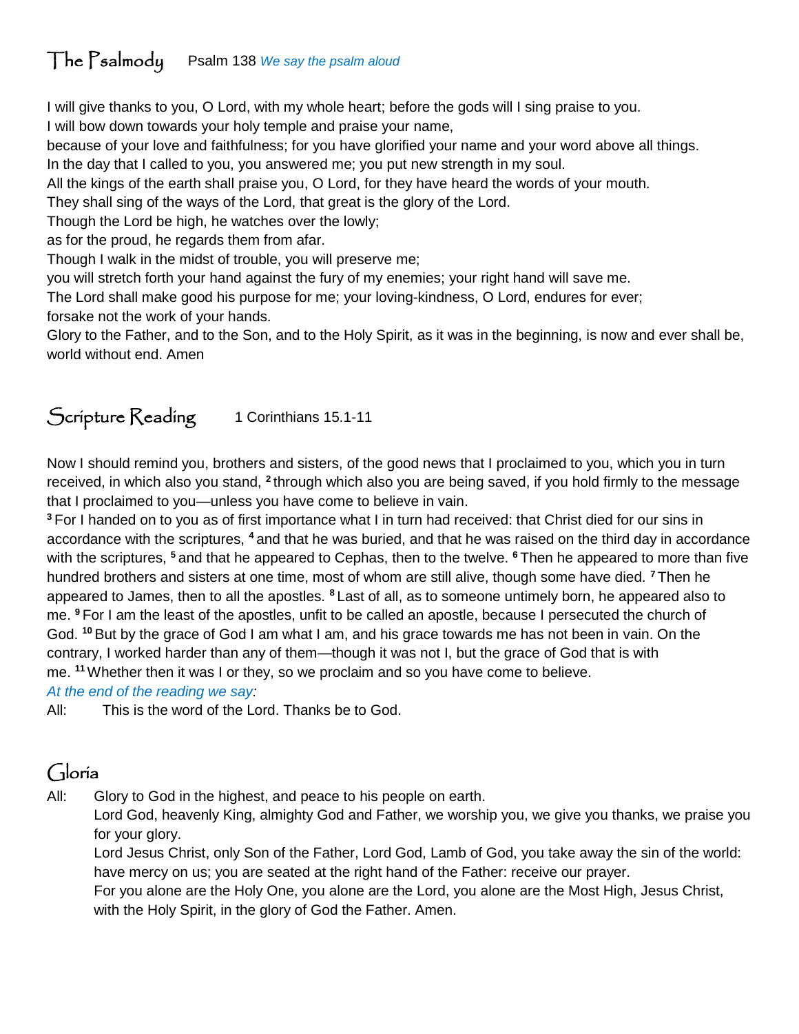## The Psalmody

Psalm 138 *We say the psalm aloud*

I will give thanks to you, O Lord, with my whole heart; before the gods will I sing praise to you.
I will bow down towards your holy temple and praise your name,
because of your love and faithfulness; for you have glorified your name and your word above all things.
In the day that I called to you, you answered me; you put new strength in my soul.
All the kings of the earth shall praise you, O Lord, for they have heard the words of your mouth.
They shall sing of the ways of the Lord, that great is the glory of the Lord.
Though the Lord be high, he watches over the lowly;
as for the proud, he regards them from afar.
Though I walk in the midst of trouble, you will preserve me;
you will stretch forth your hand against the fury of my enemies; your right hand will save me.
The Lord shall make good his purpose for me; your loving-kindness, O Lord, endures for ever;
forsake not the work of your hands.
Glory to the Father, and to the Son, and to the Holy Spirit, as it was in the beginning, is now and ever shall be, world without end. Amen

## Scripture Reading

1 Corinthians 15.1-11

Now I should remind you, brothers and sisters, of the good news that I proclaimed to you, which you in turn received, in which also you stand, [2] through which also you are being saved, if you hold firmly to the message that I proclaimed to you—unless you have come to believe in vain.
[3] For I handed on to you as of first importance what I in turn had received: that Christ died for our sins in accordance with the scriptures, [4] and that he was buried, and that he was raised on the third day in accordance with the scriptures, [5] and that he appeared to Cephas, then to the twelve. [6] Then he appeared to more than five hundred brothers and sisters at one time, most of whom are still alive, though some have died. [7] Then he appeared to James, then to all the apostles. [8] Last of all, as to someone untimely born, he appeared also to me. [9] For I am the least of the apostles, unfit to be called an apostle, because I persecuted the church of God. [10] But by the grace of God I am what I am, and his grace towards me has not been in vain. On the contrary, I worked harder than any of them—though it was not I, but the grace of God that is with me. [11] Whether then it was I or they, so we proclaim and so you have come to believe.
*At the end of the reading we say:*
All: This is the word of the Lord. Thanks be to God.

## Gloria

All: Glory to God in the highest, and peace to his people on earth.
Lord God, heavenly King, almighty God and Father, we worship you, we give you thanks, we praise you for your glory.
Lord Jesus Christ, only Son of the Father, Lord God, Lamb of God, you take away the sin of the world: have mercy on us; you are seated at the right hand of the Father: receive our prayer.
For you alone are the Holy One, you alone are the Lord, you alone are the Most High, Jesus Christ, with the Holy Spirit, in the glory of God the Father. Amen.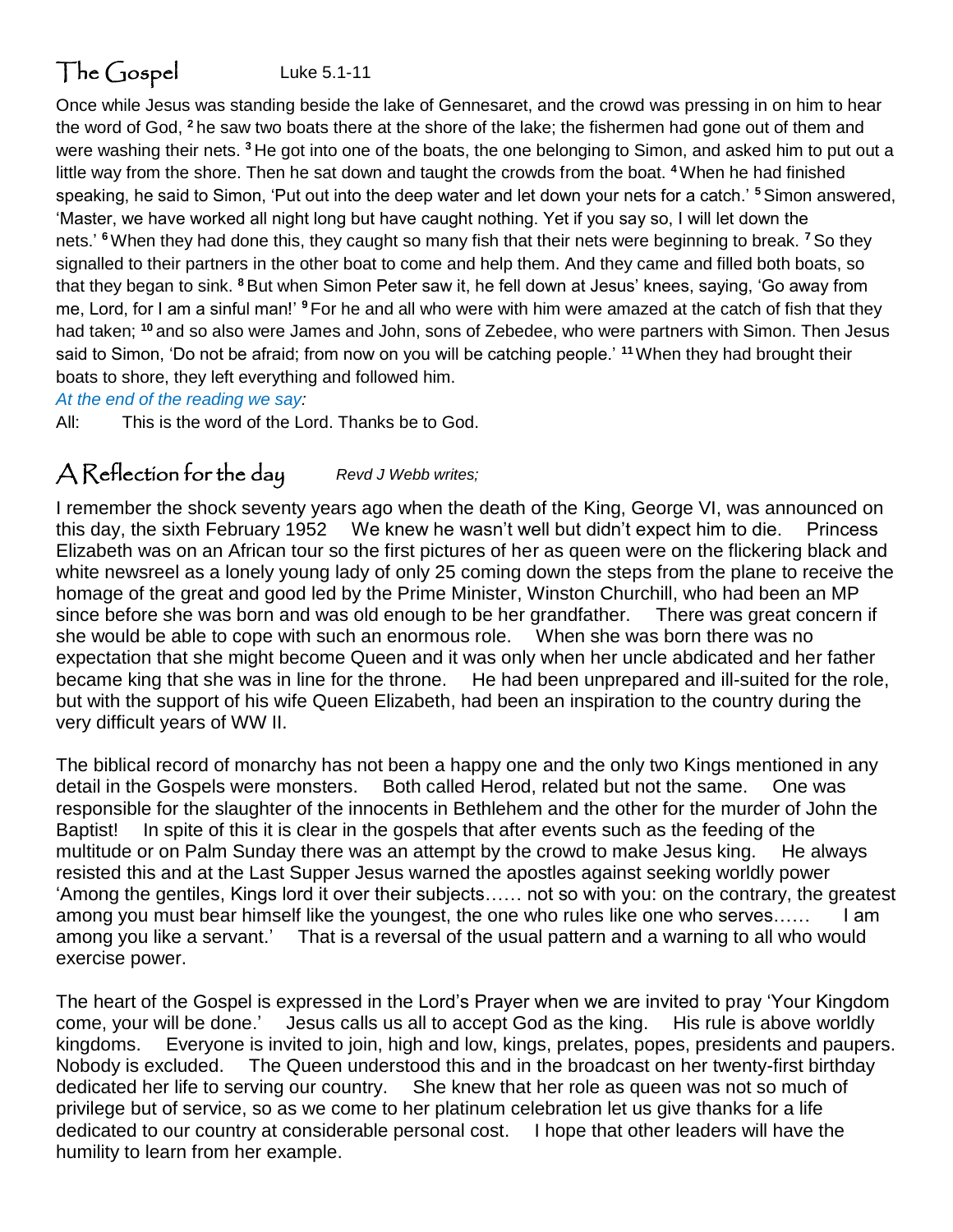## The Gospel Luke 5.1-11

Once while Jesus was standing beside the lake of Gennesaret, and the crowd was pressing in on him to hear the word of God, [2] he saw two boats there at the shore of the lake; the fishermen had gone out of them and were washing their nets. [3] He got into one of the boats, the one belonging to Simon, and asked him to put out a little way from the shore. Then he sat down and taught the crowds from the boat. [4] When he had finished speaking, he said to Simon, 'Put out into the deep water and let down your nets for a catch.' [5] Simon answered, 'Master, we have worked all night long but have caught nothing. Yet if you say so, I will let down the nets.' [6] When they had done this, they caught so many fish that their nets were beginning to break. [7] So they signalled to their partners in the other boat to come and help them. And they came and filled both boats, so that they began to sink. [8] But when Simon Peter saw it, he fell down at Jesus' knees, saying, 'Go away from me, Lord, for I am a sinful man!' [9] For he and all who were with him were amazed at the catch of fish that they had taken; [10] and so also were James and John, sons of Zebedee, who were partners with Simon. Then Jesus said to Simon, 'Do not be afraid; from now on you will be catching people.' [11] When they had brought their boats to shore, they left everything and followed him.

*At the end of the reading we say:*

All: This is the word of the Lord. Thanks be to God.

## A Reflection for the day *Revd J Webb writes;*

I remember the shock seventy years ago when the death of the King, George VI, was announced on this day, the sixth February 1952 We knew he wasn't well but didn't expect him to die. Princess Elizabeth was on an African tour so the first pictures of her as queen were on the flickering black and white newsreel as a lonely young lady of only 25 coming down the steps from the plane to receive the homage of the great and good led by the Prime Minister, Winston Churchill, who had been an MP since before she was born and was old enough to be her grandfather. There was great concern if she would be able to cope with such an enormous role. When she was born there was no expectation that she might become Queen and it was only when her uncle abdicated and her father became king that she was in line for the throne. He had been unprepared and ill-suited for the role, but with the support of his wife Queen Elizabeth, had been an inspiration to the country during the very difficult years of WW II.

The biblical record of monarchy has not been a happy one and the only two Kings mentioned in any detail in the Gospels were monsters. Both called Herod, related but not the same. One was responsible for the slaughter of the innocents in Bethlehem and the other for the murder of John the Baptist! In spite of this it is clear in the gospels that after events such as the feeding of the multitude or on Palm Sunday there was an attempt by the crowd to make Jesus king. He always resisted this and at the Last Supper Jesus warned the apostles against seeking worldly power 'Among the gentiles, Kings lord it over their subjects…… not so with you: on the contrary, the greatest among you must bear himself like the youngest, the one who rules like one who serves…… I am among you like a servant.' That is a reversal of the usual pattern and a warning to all who would exercise power.

The heart of the Gospel is expressed in the Lord's Prayer when we are invited to pray 'Your Kingdom come, your will be done.' Jesus calls us all to accept God as the king. His rule is above worldly kingdoms. Everyone is invited to join, high and low, kings, prelates, popes, presidents and paupers. Nobody is excluded. The Queen understood this and in the broadcast on her twenty-first birthday dedicated her life to serving our country. She knew that her role as queen was not so much of privilege but of service, so as we come to her platinum celebration let us give thanks for a life dedicated to our country at considerable personal cost. I hope that other leaders will have the humility to learn from her example.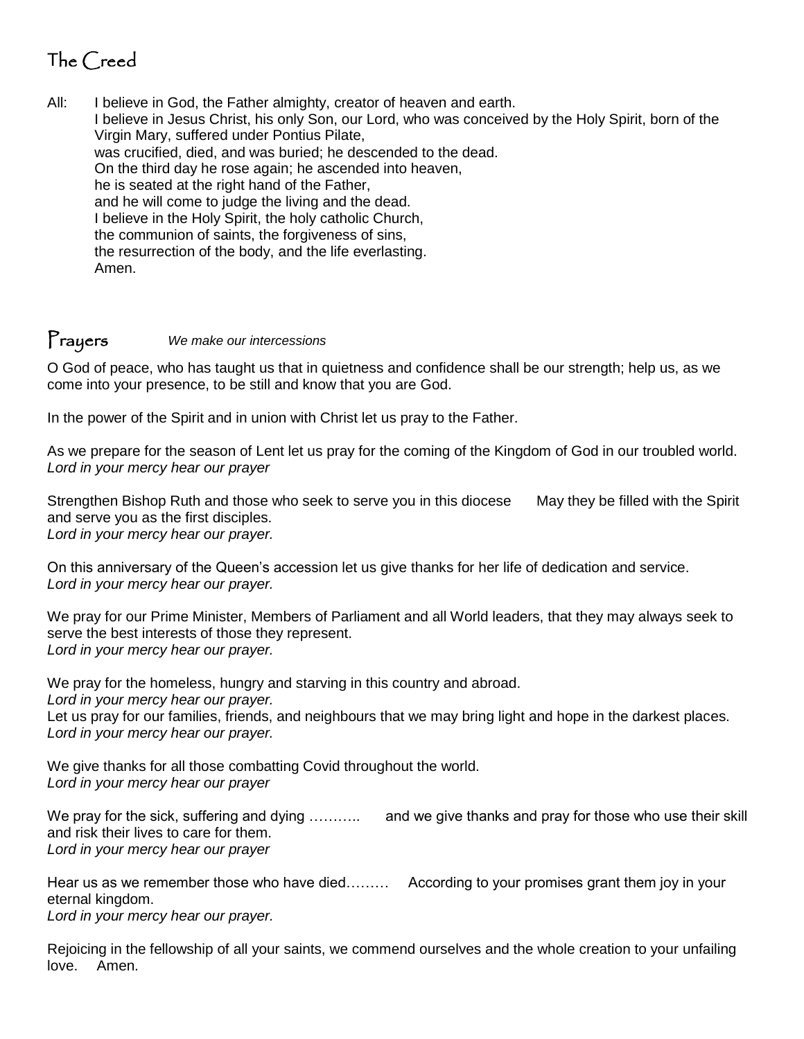## The Creed

All: I believe in God, the Father almighty, creator of heaven and earth.
I believe in Jesus Christ, his only Son, our Lord, who was conceived by the Holy Spirit, born of the Virgin Mary, suffered under Pontius Pilate,
was crucified, died, and was buried; he descended to the dead.
On the third day he rose again; he ascended into heaven,
he is seated at the right hand of the Father,
and he will come to judge the living and the dead.
I believe in the Holy Spirit, the holy catholic Church,
the communion of saints, the forgiveness of sins,
the resurrection of the body, and the life everlasting.
Amen.

## Prayers *We make our intercessions*

O God of peace, who has taught us that in quietness and confidence shall be our strength; help us, as we come into your presence, to be still and know that you are God.

In the power of the Spirit and in union with Christ let us pray to the Father.

As we prepare for the season of Lent let us pray for the coming of the Kingdom of God in our troubled world.
*Lord in your mercy hear our prayer*

Strengthen Bishop Ruth and those who seek to serve you in this diocese May they be filled with the Spirit and serve you as the first disciples.
*Lord in your mercy hear our prayer.*

On this anniversary of the Queen's accession let us give thanks for her life of dedication and service.
*Lord in your mercy hear our prayer.*

We pray for our Prime Minister, Members of Parliament and all World leaders, that they may always seek to serve the best interests of those they represent.
*Lord in your mercy hear our prayer.*

We pray for the homeless, hungry and starving in this country and abroad.
*Lord in your mercy hear our prayer.*
Let us pray for our families, friends, and neighbours that we may bring light and hope in the darkest places.
*Lord in your mercy hear our prayer.*

We give thanks for all those combatting Covid throughout the world.
*Lord in your mercy hear our prayer*

We pray for the sick, suffering and dying ……….. and we give thanks and pray for those who use their skill and risk their lives to care for them.
*Lord in your mercy hear our prayer*

Hear us as we remember those who have died……… According to your promises grant them joy in your eternal kingdom.
*Lord in your mercy hear our prayer.*

Rejoicing in the fellowship of all your saints, we commend ourselves and the whole creation to your unfailing love. Amen.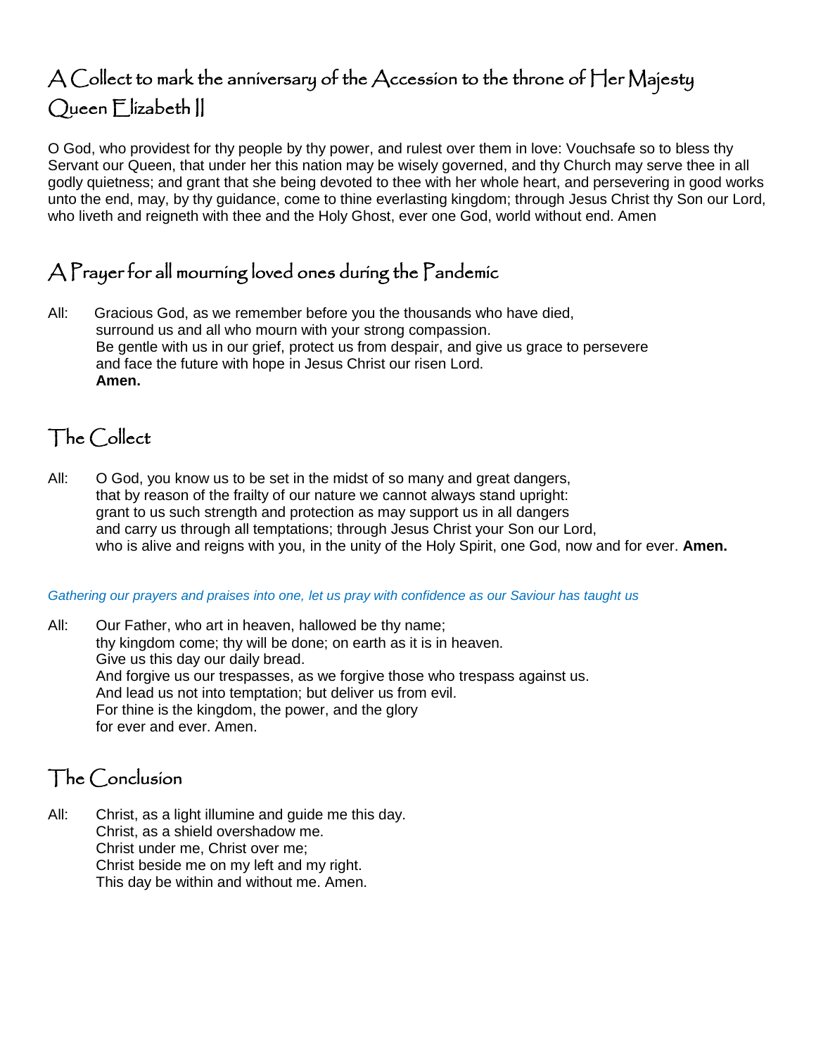## A Collect to mark the anniversary of the Accession to the throne of Her Majesty Queen Elizabeth II

O God, who providest for thy people by thy power, and rulest over them in love: Vouchsafe so to bless thy Servant our Queen, that under her this nation may be wisely governed, and thy Church may serve thee in all godly quietness; and grant that she being devoted to thee with her whole heart, and persevering in good works unto the end, may, by thy guidance, come to thine everlasting kingdom; through Jesus Christ thy Son our Lord, who liveth and reigneth with thee and the Holy Ghost, ever one God, world without end. Amen

## A Prayer for all mourning loved ones during the Pandemic

All: Gracious God, as we remember before you the thousands who have died,
surround us and all who mourn with your strong compassion.
Be gentle with us in our grief, protect us from despair, and give us grace to persevere
and face the future with hope in Jesus Christ our risen Lord.
**Amen.**

## The Collect

All: O God, you know us to be set in the midst of so many and great dangers,
that by reason of the frailty of our nature we cannot always stand upright:
grant to us such strength and protection as may support us in all dangers
and carry us through all temptations; through Jesus Christ your Son our Lord,
who is alive and reigns with you, in the unity of the Holy Spirit, one God, now and for ever. **Amen.**

*Gathering our prayers and praises into one, let us pray with confidence as our Saviour has taught us*

All: Our Father, who art in heaven, hallowed be thy name;
thy kingdom come; thy will be done; on earth as it is in heaven.
Give us this day our daily bread.
And forgive us our trespasses, as we forgive those who trespass against us.
And lead us not into temptation; but deliver us from evil.
For thine is the kingdom, the power, and the glory
for ever and ever. Amen.

## The Conclusion

All: Christ, as a light illumine and guide me this day.
Christ, as a shield overshadow me.
Christ under me, Christ over me;
Christ beside me on my left and my right.
This day be within and without me. Amen.